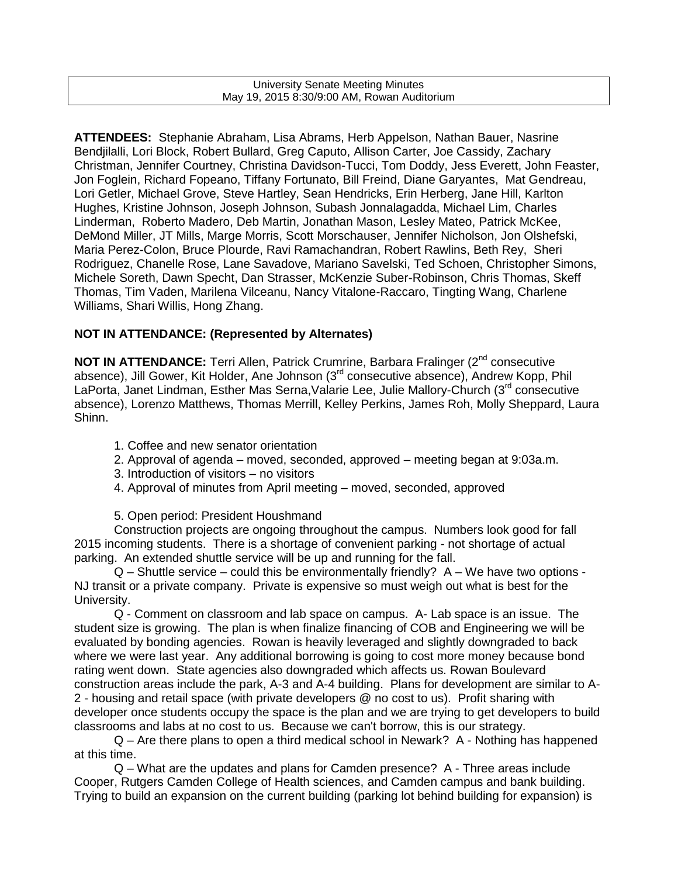University Senate Meeting Minutes
May 19, 2015 8:30/9:00 AM, Rowan Auditorium

**ATTENDEES:** Stephanie Abraham, Lisa Abrams, Herb Appelson, Nathan Bauer, Nasrine Bendjilalli, Lori Block, Robert Bullard, Greg Caputo, Allison Carter, Joe Cassidy, Zachary Christman, Jennifer Courtney, Christina Davidson-Tucci, Tom Doddy, Jess Everett, John Feaster, Jon Foglein, Richard Fopeano, Tiffany Fortunato, Bill Freind, Diane Garyantes, Mat Gendreau, Lori Getler, Michael Grove, Steve Hartley, Sean Hendricks, Erin Herberg, Jane Hill, Karlton Hughes, Kristine Johnson, Joseph Johnson, Subash Jonnalagadda, Michael Lim, Charles Linderman, Roberto Madero, Deb Martin, Jonathan Mason, Lesley Mateo, Patrick McKee, DeMond Miller, JT Mills, Marge Morris, Scott Morschauser, Jennifer Nicholson, Jon Olshefski, Maria Perez-Colon, Bruce Plourde, Ravi Ramachandran, Robert Rawlins, Beth Rey, Sheri Rodriguez, Chanelle Rose, Lane Savadove, Mariano Savelski, Ted Schoen, Christopher Simons, Michele Soreth, Dawn Specht, Dan Strasser, McKenzie Suber-Robinson, Chris Thomas, Skeff Thomas, Tim Vaden, Marilena Vilceanu, Nancy Vitalone-Raccaro, Tingting Wang, Charlene Williams, Shari Willis, Hong Zhang.

**NOT IN ATTENDANCE: (Represented by Alternates)**

**NOT IN ATTENDANCE:** Terri Allen, Patrick Crumrine, Barbara Fralinger (2nd consecutive absence), Jill Gower, Kit Holder, Ane Johnson (3rd consecutive absence), Andrew Kopp, Phil LaPorta, Janet Lindman, Esther Mas Serna,Valarie Lee, Julie Mallory-Church (3rd consecutive absence), Lorenzo Matthews, Thomas Merrill, Kelley Perkins, James Roh, Molly Sheppard, Laura Shinn.

1. Coffee and new senator orientation
2. Approval of agenda – moved, seconded, approved – meeting began at 9:03a.m.
3. Introduction of visitors – no visitors
4. Approval of minutes from April meeting – moved, seconded, approved

5. Open period: President Houshmand

Construction projects are ongoing throughout the campus. Numbers look good for fall 2015 incoming students. There is a shortage of convenient parking - not shortage of actual parking. An extended shuttle service will be up and running for the fall.

Q – Shuttle service – could this be environmentally friendly? A – We have two options - NJ transit or a private company. Private is expensive so must weigh out what is best for the University.

Q - Comment on classroom and lab space on campus. A- Lab space is an issue. The student size is growing. The plan is when finalize financing of COB and Engineering we will be evaluated by bonding agencies. Rowan is heavily leveraged and slightly downgraded to back where we were last year. Any additional borrowing is going to cost more money because bond rating went down. State agencies also downgraded which affects us. Rowan Boulevard construction areas include the park, A-3 and A-4 building. Plans for development are similar to A-2 - housing and retail space (with private developers @ no cost to us). Profit sharing with developer once students occupy the space is the plan and we are trying to get developers to build classrooms and labs at no cost to us. Because we can't borrow, this is our strategy.

Q – Are there plans to open a third medical school in Newark? A - Nothing has happened at this time.

Q – What are the updates and plans for Camden presence? A - Three areas include Cooper, Rutgers Camden College of Health sciences, and Camden campus and bank building. Trying to build an expansion on the current building (parking lot behind building for expansion) is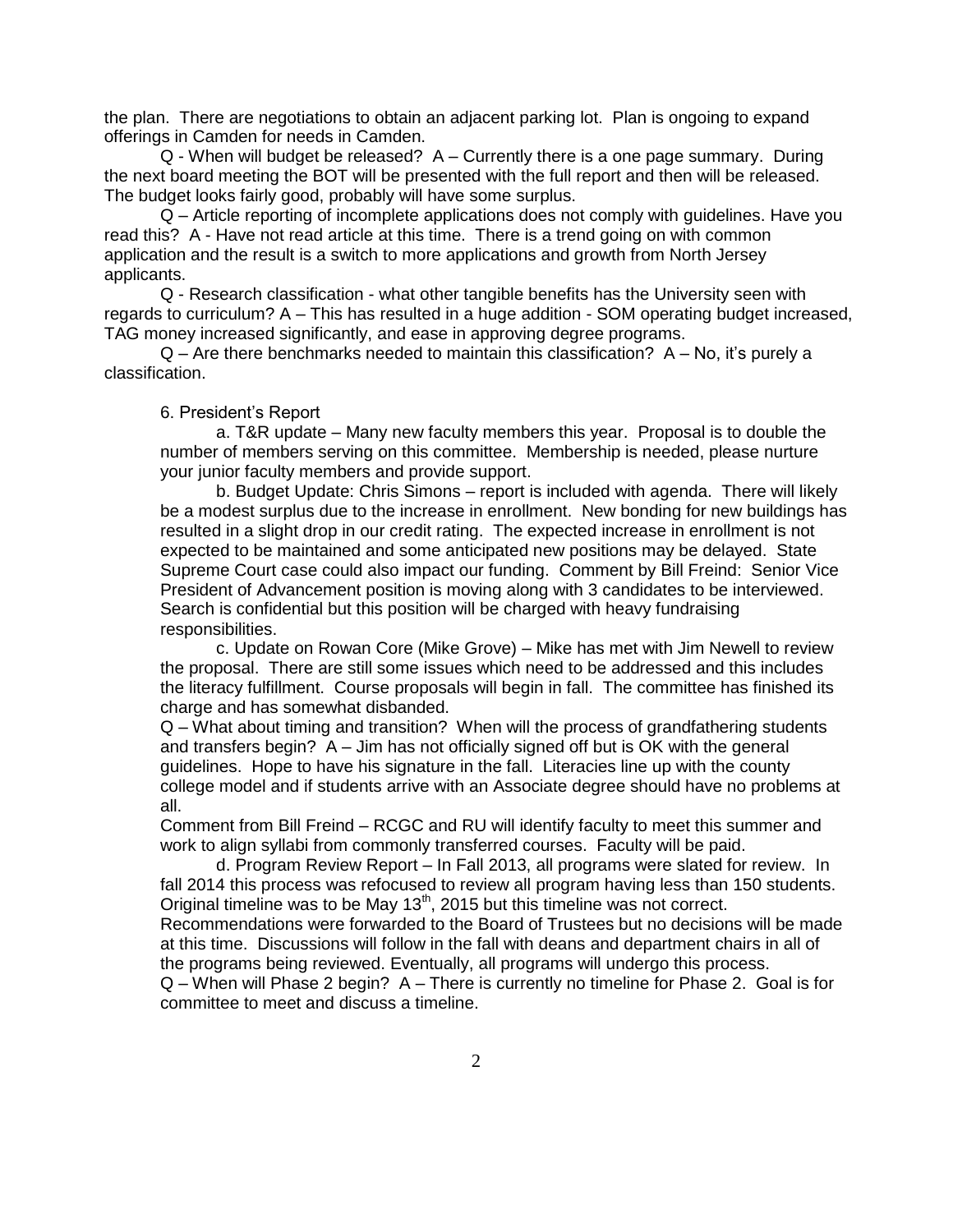the plan. There are negotiations to obtain an adjacent parking lot. Plan is ongoing to expand offerings in Camden for needs in Camden.

Q - When will budget be released? A – Currently there is a one page summary. During the next board meeting the BOT will be presented with the full report and then will be released. The budget looks fairly good, probably will have some surplus.

Q – Article reporting of incomplete applications does not comply with guidelines. Have you read this? A - Have not read article at this time. There is a trend going on with common application and the result is a switch to more applications and growth from North Jersey applicants.

Q - Research classification - what other tangible benefits has the University seen with regards to curriculum? A – This has resulted in a huge addition - SOM operating budget increased, TAG money increased significantly, and ease in approving degree programs.

Q – Are there benchmarks needed to maintain this classification? A – No, it's purely a classification.

6. President's Report

a. T&R update – Many new faculty members this year. Proposal is to double the number of members serving on this committee. Membership is needed, please nurture your junior faculty members and provide support.

b. Budget Update: Chris Simons – report is included with agenda. There will likely be a modest surplus due to the increase in enrollment. New bonding for new buildings has resulted in a slight drop in our credit rating. The expected increase in enrollment is not expected to be maintained and some anticipated new positions may be delayed. State Supreme Court case could also impact our funding. Comment by Bill Freind: Senior Vice President of Advancement position is moving along with 3 candidates to be interviewed. Search is confidential but this position will be charged with heavy fundraising responsibilities.

c. Update on Rowan Core (Mike Grove) – Mike has met with Jim Newell to review the proposal. There are still some issues which need to be addressed and this includes the literacy fulfillment. Course proposals will begin in fall. The committee has finished its charge and has somewhat disbanded.

Q – What about timing and transition? When will the process of grandfathering students and transfers begin? A – Jim has not officially signed off but is OK with the general guidelines. Hope to have his signature in the fall. Literacies line up with the county college model and if students arrive with an Associate degree should have no problems at all.

Comment from Bill Freind – RCGC and RU will identify faculty to meet this summer and work to align syllabi from commonly transferred courses. Faculty will be paid.

d. Program Review Report – In Fall 2013, all programs were slated for review. In fall 2014 this process was refocused to review all program having less than 150 students. Original timeline was to be May 13th, 2015 but this timeline was not correct. Recommendations were forwarded to the Board of Trustees but no decisions will be made at this time. Discussions will follow in the fall with deans and department chairs in all of the programs being reviewed. Eventually, all programs will undergo this process.

Q – When will Phase 2 begin? A – There is currently no timeline for Phase 2. Goal is for committee to meet and discuss a timeline.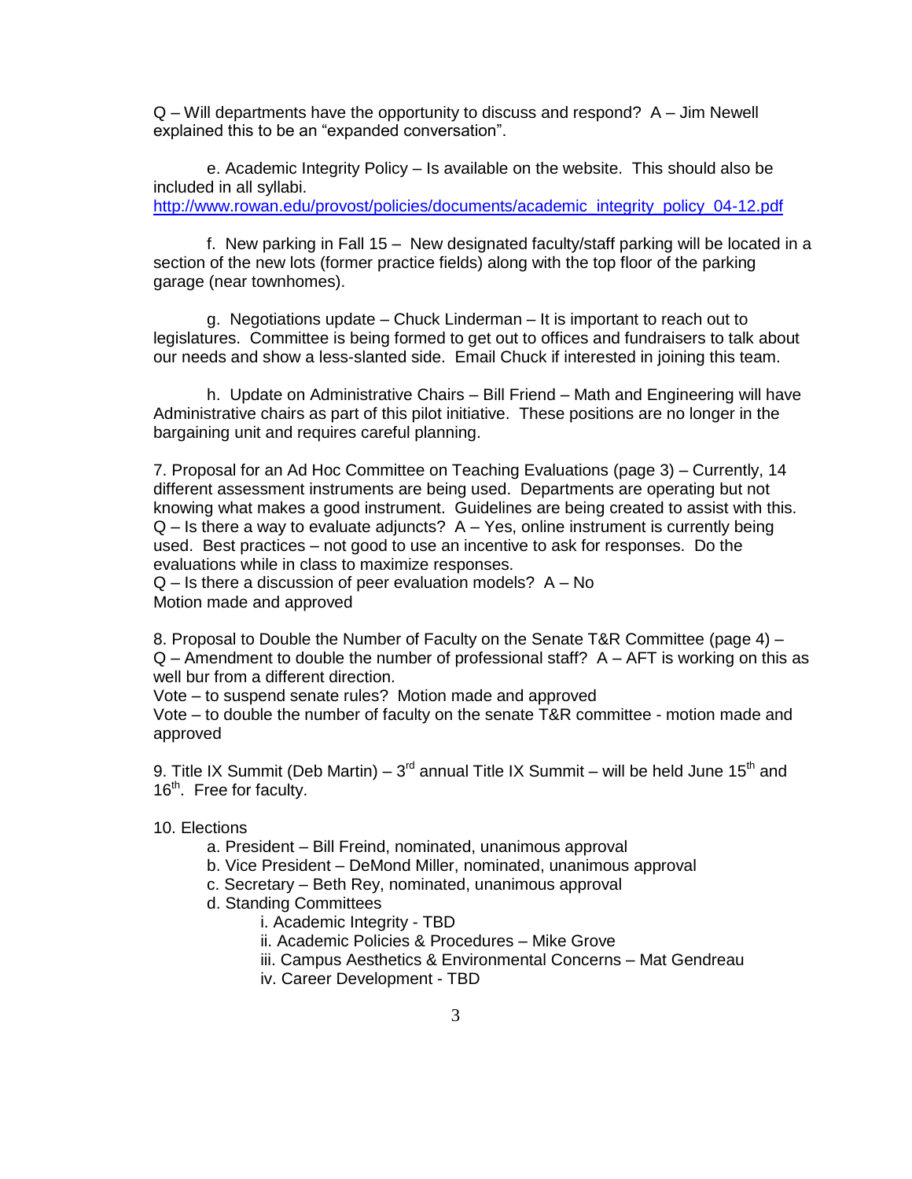Q – Will departments have the opportunity to discuss and respond? A – Jim Newell explained this to be an "expanded conversation".

e. Academic Integrity Policy – Is available on the website. This should also be included in all syllabi. http://www.rowan.edu/provost/policies/documents/academic_integrity_policy_04-12.pdf

f. New parking in Fall 15 – New designated faculty/staff parking will be located in a section of the new lots (former practice fields) along with the top floor of the parking garage (near townhomes).

g. Negotiations update – Chuck Linderman – It is important to reach out to legislatures. Committee is being formed to get out to offices and fundraisers to talk about our needs and show a less-slanted side. Email Chuck if interested in joining this team.

h. Update on Administrative Chairs – Bill Friend – Math and Engineering will have Administrative chairs as part of this pilot initiative. These positions are no longer in the bargaining unit and requires careful planning.

7. Proposal for an Ad Hoc Committee on Teaching Evaluations (page 3) – Currently, 14 different assessment instruments are being used. Departments are operating but not knowing what makes a good instrument. Guidelines are being created to assist with this.
Q – Is there a way to evaluate adjuncts? A – Yes, online instrument is currently being used. Best practices – not good to use an incentive to ask for responses. Do the evaluations while in class to maximize responses.
Q – Is there a discussion of peer evaluation models? A – No
Motion made and approved

8. Proposal to Double the Number of Faculty on the Senate T&R Committee (page 4) –
Q – Amendment to double the number of professional staff? A – AFT is working on this as well bur from a different direction.
Vote – to suspend senate rules? Motion made and approved
Vote – to double the number of faculty on the senate T&R committee - motion made and approved

9. Title IX Summit (Deb Martin) – 3rd annual Title IX Summit – will be held June 15th and 16th. Free for faculty.

10. Elections

- a. President – Bill Freind, nominated, unanimous approval
- b. Vice President – DeMond Miller, nominated, unanimous approval
- c. Secretary – Beth Rey, nominated, unanimous approval
- d. Standing Committees
  - i. Academic Integrity - TBD
  - ii. Academic Policies & Procedures – Mike Grove
  - iii. Campus Aesthetics & Environmental Concerns – Mat Gendreau
  - iv. Career Development - TBD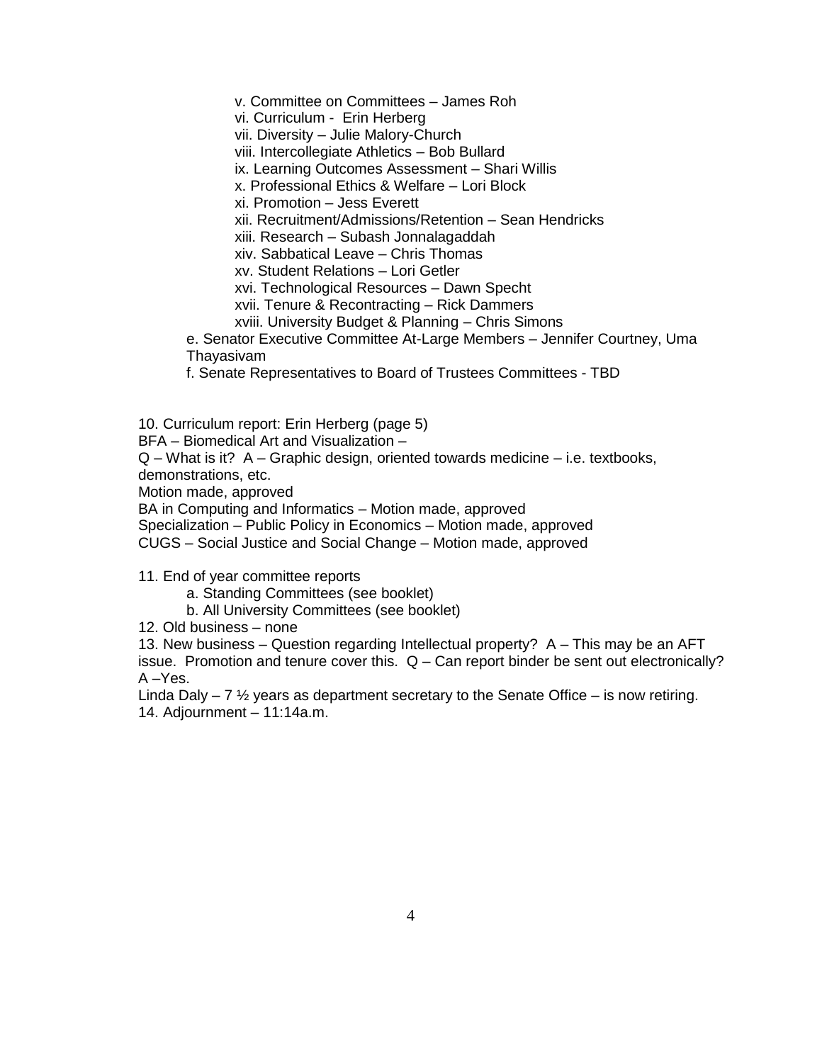v. Committee on Committees – James Roh
vi. Curriculum - Erin Herberg
vii. Diversity – Julie Malory-Church
viii. Intercollegiate Athletics – Bob Bullard
ix. Learning Outcomes Assessment – Shari Willis
x. Professional Ethics & Welfare – Lori Block
xi. Promotion – Jess Everett
xii. Recruitment/Admissions/Retention – Sean Hendricks
xiii. Research – Subash Jonnalagaddah
xiv. Sabbatical Leave – Chris Thomas
xv. Student Relations – Lori Getler
xvi. Technological Resources – Dawn Specht
xvii. Tenure & Recontracting – Rick Dammers
xviii. University Budget & Planning – Chris Simons

e. Senator Executive Committee At-Large Members – Jennifer Courtney, Uma Thayasivam

f. Senate Representatives to Board of Trustees Committees - TBD

10. Curriculum report: Erin Herberg (page 5)
BFA – Biomedical Art and Visualization –
Q – What is it? A – Graphic design, oriented towards medicine – i.e. textbooks, demonstrations, etc.
Motion made, approved
BA in Computing and Informatics – Motion made, approved
Specialization – Public Policy in Economics – Motion made, approved
CUGS – Social Justice and Social Change – Motion made, approved

11. End of year committee reports
a. Standing Committees (see booklet)
b. All University Committees (see booklet)

12. Old business – none

13. New business – Question regarding Intellectual property? A – This may be an AFT issue. Promotion and tenure cover this. Q – Can report binder be sent out electronically? A –Yes.
Linda Daly – 7 ½ years as department secretary to the Senate Office – is now retiring.

14. Adjournment – 11:14a.m.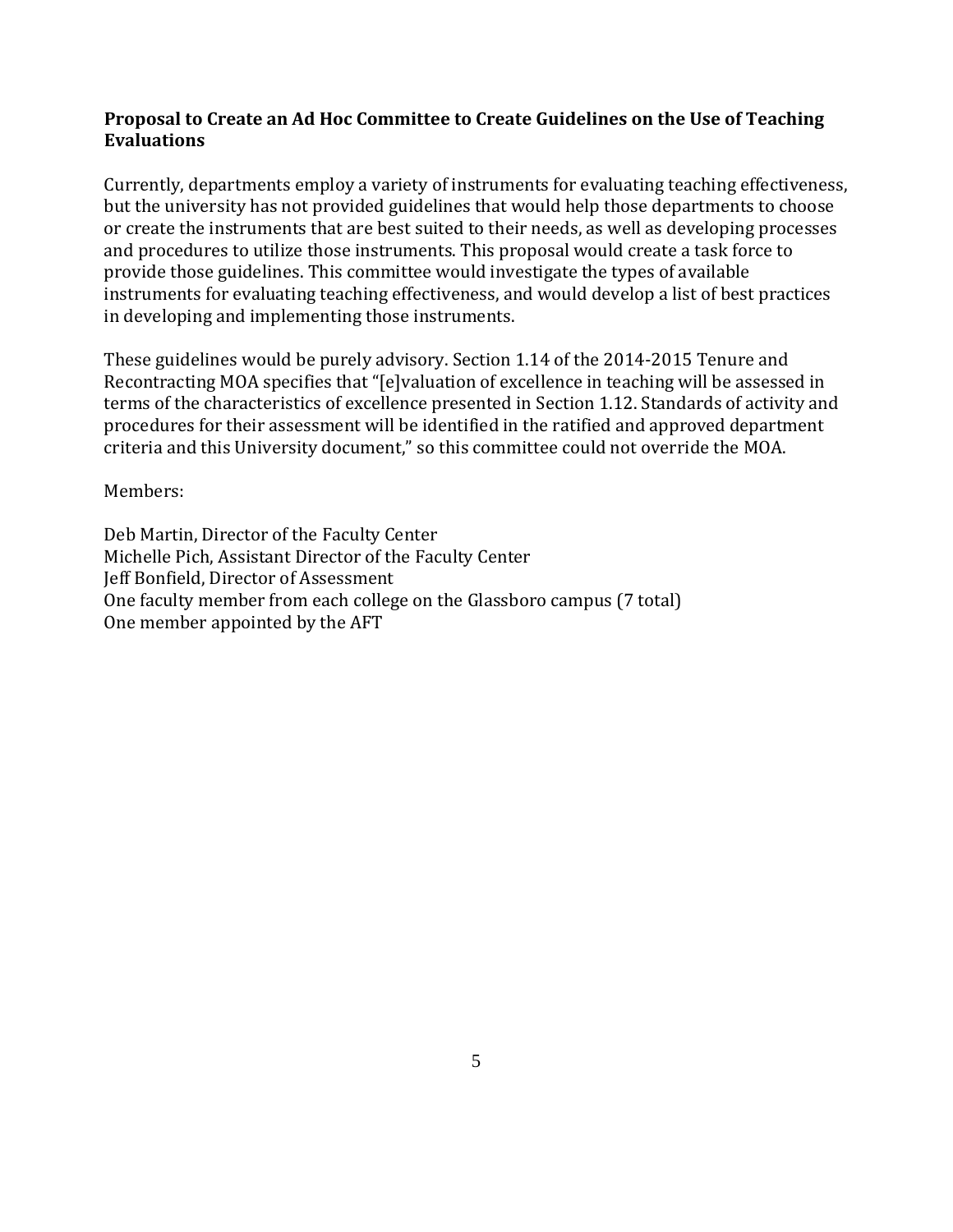**Proposal to Create an Ad Hoc Committee to Create Guidelines on the Use of Teaching Evaluations**

Currently, departments employ a variety of instruments for evaluating teaching effectiveness, but the university has not provided guidelines that would help those departments to choose or create the instruments that are best suited to their needs, as well as developing processes and procedures to utilize those instruments. This proposal would create a task force to provide those guidelines. This committee would investigate the types of available instruments for evaluating teaching effectiveness, and would develop a list of best practices in developing and implementing those instruments.

These guidelines would be purely advisory. Section 1.14 of the 2014-2015 Tenure and Recontracting MOA specifies that "[e]valuation of excellence in teaching will be assessed in terms of the characteristics of excellence presented in Section 1.12. Standards of activity and procedures for their assessment will be identified in the ratified and approved department criteria and this University document," so this committee could not override the MOA.

Members:

Deb Martin, Director of the Faculty Center
Michelle Pich, Assistant Director of the Faculty Center
Jeff Bonfield, Director of Assessment
One faculty member from each college on the Glassboro campus (7 total)
One member appointed by the AFT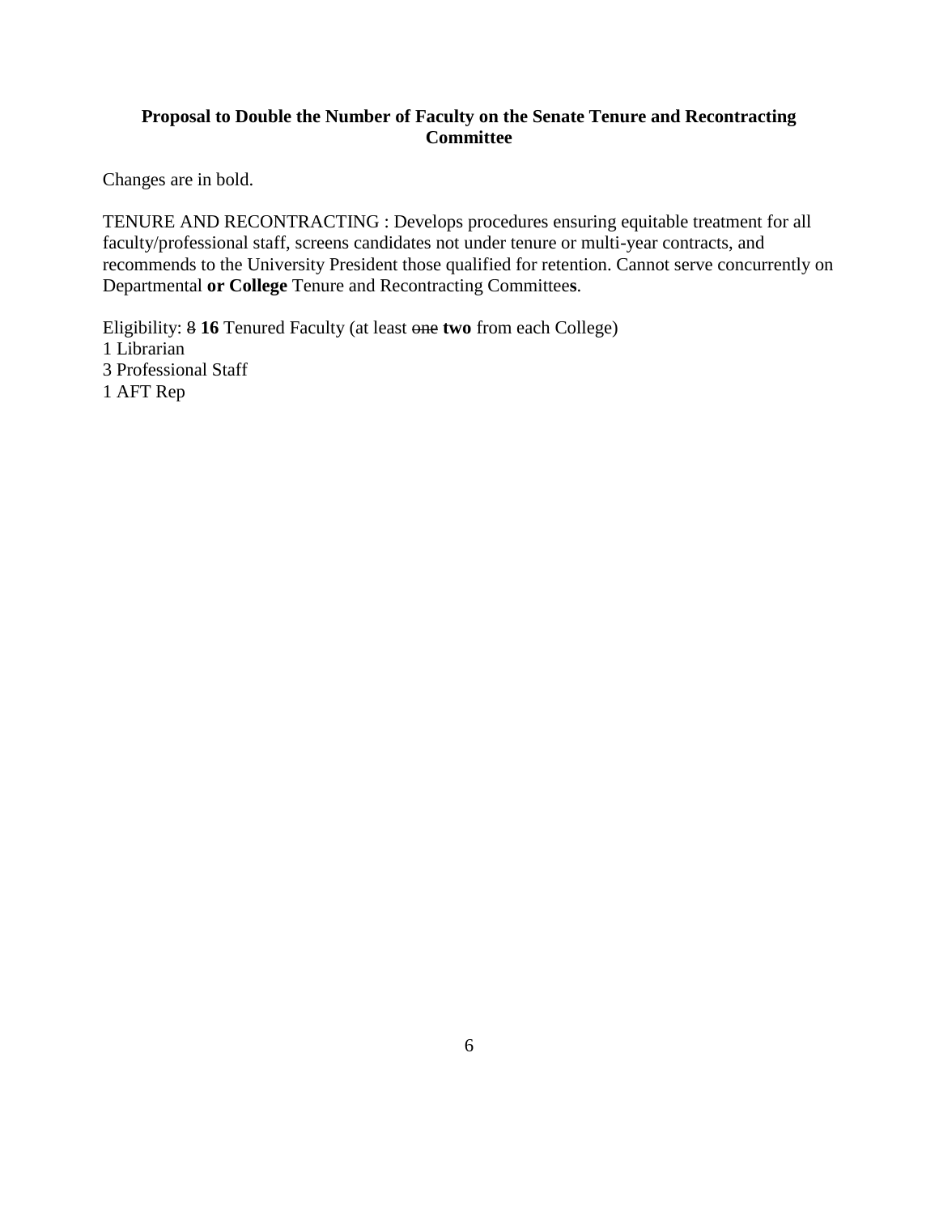**Proposal to Double the Number of Faculty on the Senate Tenure and Recontracting Committee**

Changes are in bold.

TENURE AND RECONTRACTING : Develops procedures ensuring equitable treatment for all faculty/professional staff, screens candidates not under tenure or multi-year contracts, and recommends to the University President those qualified for retention. Cannot serve concurrently on Departmental **or College** Tenure and Recontracting Committee**s**.

Eligibility: ~~8~~ **16** Tenured Faculty (at least ~~one~~ **two** from each College)
1 Librarian
3 Professional Staff
1 AFT Rep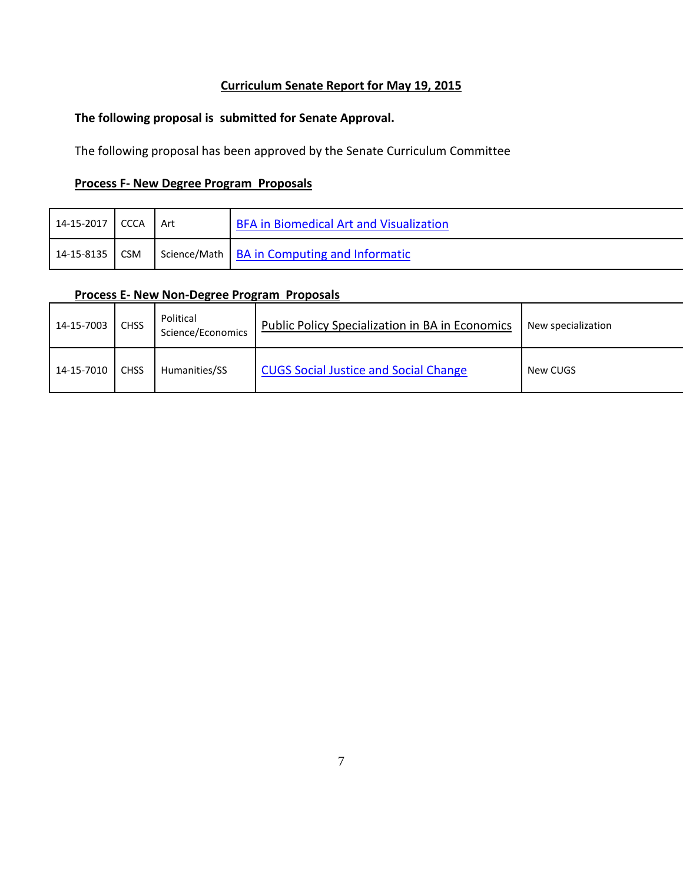**Curriculum Senate Report for May 19, 2015**

**The following proposal is submitted for Senate Approval.**

The following proposal has been approved by the Senate Curriculum Committee

**Process F- New Degree Program Proposals**

| | | | |
|---|---|---|---|
| 14-15-2017 | CCCA | Art | BFA in Biomedical Art and Visualization |
| 14-15-8135 | CSM | Science/Math | BA in Computing and Informatic |

**Process E- New Non-Degree Program Proposals**

| | | | | |
|---|---|---|---|---|
| 14-15-7003 | CHSS | Political Science/Economics | Public Policy Specialization in BA in Economics | New specialization |
| 14-15-7010 | CHSS | Humanities/SS | CUGS Social Justice and Social Change | New CUGS |